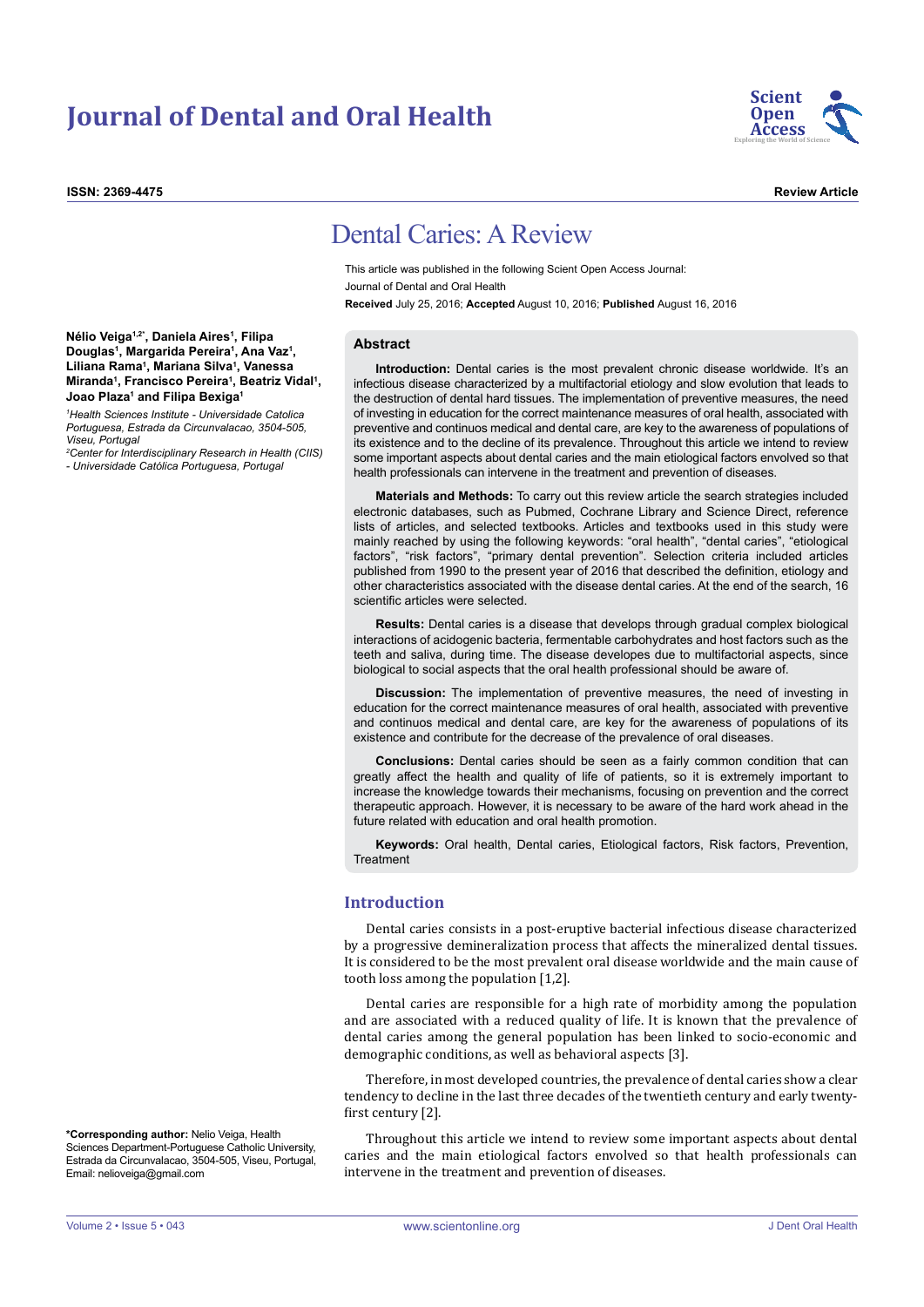# Journal of Dental and Oral Health

**ISSN: 2369-4475**

**Review Article**

# Dental Caries: A Review

This article was published in the following Scient Open Access Journal:
Journal of Dental and Oral Health

**Received** July 25, 2016; **Accepted** August 10, 2016; **Published** August 16, 2016

**Nélio Veiga[1,2*], Daniela Aires[1], Filipa Douglas[1], Margarida Pereira[1], Ana Vaz[1], Liliana Rama[1], Mariana Silva[1], Vanessa Miranda[1], Francisco Pereira[1], Beatriz Vidal[1], Joao Plaza[1] and Filipa Bexiga[1]**

*[1]Health Sciences Institute - Universidade Catolica Portuguesa, Estrada da Circunvalacao, 3504-505, Viseu, Portugal*

*[2]Center for Interdisciplinary Research in Health (CIIS) - Universidade Católica Portuguesa, Portugal*

**\*Corresponding author:** Nelio Veiga, Health Sciences Department-Portuguese Catholic University, Estrada da Circunvalacao, 3504-505, Viseu, Portugal, Email: nelioveiga@gmail.com

## Abstract

**Introduction:** Dental caries is the most prevalent chronic disease worldwide. It's an infectious disease characterized by a multifactorial etiology and slow evolution that leads to the destruction of dental hard tissues. The implementation of preventive measures, the need of investing in education for the correct maintenance measures of oral health, associated with preventive and continuos medical and dental care, are key to the awareness of populations of its existence and to the decline of its prevalence. Throughout this article we intend to review some important aspects about dental caries and the main etiological factors envolved so that health professionals can intervene in the treatment and prevention of diseases.

**Materials and Methods:** To carry out this review article the search strategies included electronic databases, such as Pubmed, Cochrane Library and Science Direct, reference lists of articles, and selected textbooks. Articles and textbooks used in this study were mainly reached by using the following keywords: "oral health", "dental caries", "etiological factors", "risk factors", "primary dental prevention". Selection criteria included articles published from 1990 to the present year of 2016 that described the definition, etiology and other characteristics associated with the disease dental caries. At the end of the search, 16 scientific articles were selected.

**Results:** Dental caries is a disease that develops through gradual complex biological interactions of acidogenic bacteria, fermentable carbohydrates and host factors such as the teeth and saliva, during time. The disease developes due to multifactorial aspects, since biological to social aspects that the oral health professional should be aware of.

**Discussion:** The implementation of preventive measures, the need of investing in education for the correct maintenance measures of oral health, associated with preventive and continuos medical and dental care, are key for the awareness of populations of its existence and contribute for the decrease of the prevalence of oral diseases.

**Conclusions:** Dental caries should be seen as a fairly common condition that can greatly affect the health and quality of life of patients, so it is extremely important to increase the knowledge towards their mechanisms, focusing on prevention and the correct therapeutic approach. However, it is necessary to be aware of the hard work ahead in the future related with education and oral health promotion.

**Keywords:** Oral health, Dental caries, Etiological factors, Risk factors, Prevention, Treatment

## Introduction

Dental caries consists in a post-eruptive bacterial infectious disease characterized by a progressive demineralization process that affects the mineralized dental tissues. It is considered to be the most prevalent oral disease worldwide and the main cause of tooth loss among the population [1,2].

Dental caries are responsible for a high rate of morbidity among the population and are associated with a reduced quality of life. It is known that the prevalence of dental caries among the general population has been linked to socio-economic and demographic conditions, as well as behavioral aspects [3].

Therefore, in most developed countries, the prevalence of dental caries show a clear tendency to decline in the last three decades of the twentieth century and early twenty-first century [2].

Throughout this article we intend to review some important aspects about dental caries and the main etiological factors envolved so that health professionals can intervene in the treatment and prevention of diseases.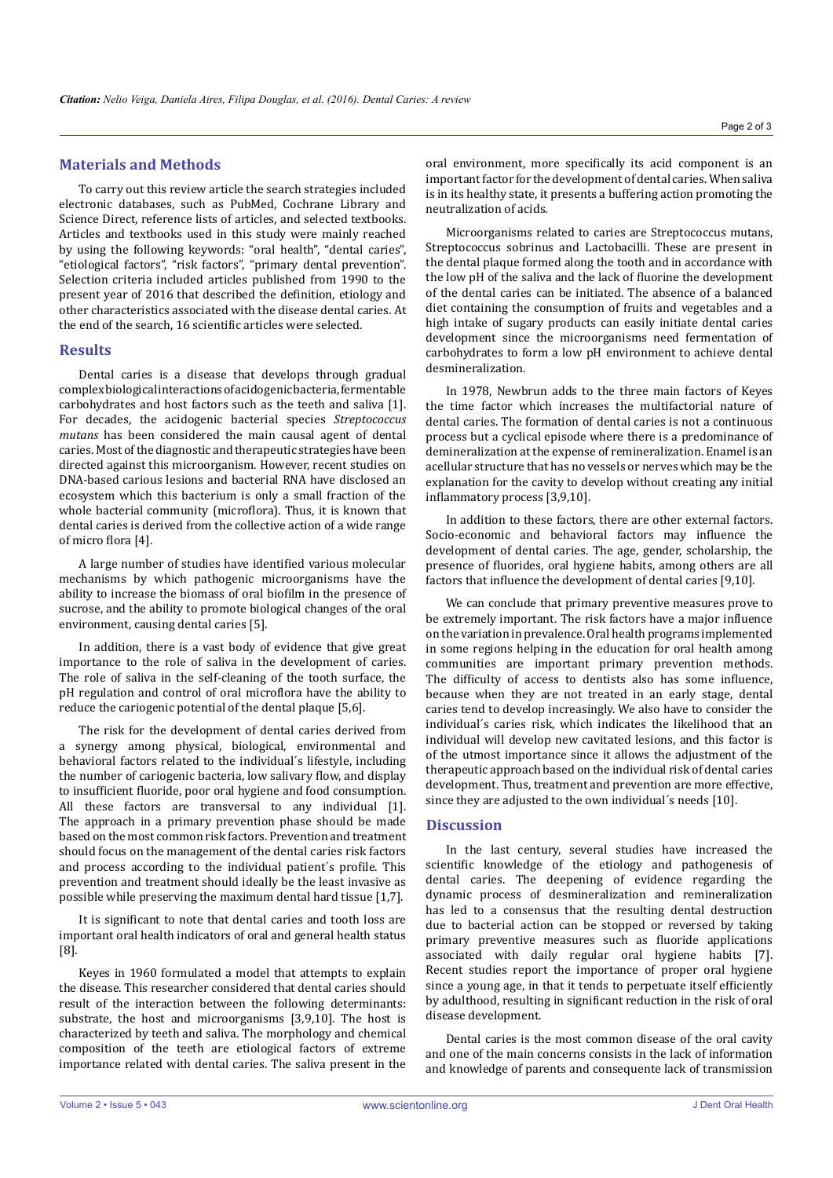## Materials and Methods

To carry out this review article the search strategies included electronic databases, such as PubMed, Cochrane Library and Science Direct, reference lists of articles, and selected textbooks. Articles and textbooks used in this study were mainly reached by using the following keywords: "oral health", "dental caries", "etiological factors", "risk factors", "primary dental prevention". Selection criteria included articles published from 1990 to the present year of 2016 that described the definition, etiology and other characteristics associated with the disease dental caries. At the end of the search, 16 scientific articles were selected.

## Results

Dental caries is a disease that develops through gradual complex biological interactions of acidogenic bacteria, fermentable carbohydrates and host factors such as the teeth and saliva [1]. For decades, the acidogenic bacterial species *Streptococcus mutans* has been considered the main causal agent of dental caries. Most of the diagnostic and therapeutic strategies have been directed against this microorganism. However, recent studies on DNA-based carious lesions and bacterial RNA have disclosed an ecosystem which this bacterium is only a small fraction of the whole bacterial community (microflora). Thus, it is known that dental caries is derived from the collective action of a wide range of micro flora [4].

A large number of studies have identified various molecular mechanisms by which pathogenic microorganisms have the ability to increase the biomass of oral biofilm in the presence of sucrose, and the ability to promote biological changes of the oral environment, causing dental caries [5].

In addition, there is a vast body of evidence that give great importance to the role of saliva in the development of caries. The role of saliva in the self-cleaning of the tooth surface, the pH regulation and control of oral microflora have the ability to reduce the cariogenic potential of the dental plaque [5,6].

The risk for the development of dental caries derived from a synergy among physical, biological, environmental and behavioral factors related to the individual´s lifestyle, including the number of cariogenic bacteria, low salivary flow, and display to insufficient fluoride, poor oral hygiene and food consumption. All these factors are transversal to any individual [1]. The approach in a primary prevention phase should be made based on the most common risk factors. Prevention and treatment should focus on the management of the dental caries risk factors and process according to the individual patient´s profile. This prevention and treatment should ideally be the least invasive as possible while preserving the maximum dental hard tissue [1,7].

It is significant to note that dental caries and tooth loss are important oral health indicators of oral and general health status [8].

Keyes in 1960 formulated a model that attempts to explain the disease. This researcher considered that dental caries should result of the interaction between the following determinants: substrate, the host and microorganisms [3,9,10]. The host is characterized by teeth and saliva. The morphology and chemical composition of the teeth are etiological factors of extreme importance related with dental caries. The saliva present in the oral environment, more specifically its acid component is an important factor for the development of dental caries. When saliva is in its healthy state, it presents a buffering action promoting the neutralization of acids.

Microorganisms related to caries are Streptococcus mutans, Streptococcus sobrinus and Lactobacilli. These are present in the dental plaque formed along the tooth and in accordance with the low pH of the saliva and the lack of fluorine the development of the dental caries can be initiated. The absence of a balanced diet containing the consumption of fruits and vegetables and a high intake of sugary products can easily initiate dental caries development since the microorganisms need fermentation of carbohydrates to form a low pH environment to achieve dental desmineralization.

In 1978, Newbrun adds to the three main factors of Keyes the time factor which increases the multifactorial nature of dental caries. The formation of dental caries is not a continuous process but a cyclical episode where there is a predominance of demineralization at the expense of remineralization. Enamel is an acellular structure that has no vessels or nerves which may be the explanation for the cavity to develop without creating any initial inflammatory process [3,9,10].

In addition to these factors, there are other external factors. Socio-economic and behavioral factors may influence the development of dental caries. The age, gender, scholarship, the presence of fluorides, oral hygiene habits, among others are all factors that influence the development of dental caries [9,10].

We can conclude that primary preventive measures prove to be extremely important. The risk factors have a major influence on the variation in prevalence. Oral health programs implemented in some regions helping in the education for oral health among communities are important primary prevention methods. The difficulty of access to dentists also has some influence, because when they are not treated in an early stage, dental caries tend to develop increasingly. We also have to consider the individual´s caries risk, which indicates the likelihood that an individual will develop new cavitated lesions, and this factor is of the utmost importance since it allows the adjustment of the therapeutic approach based on the individual risk of dental caries development. Thus, treatment and prevention are more effective, since they are adjusted to the own individual´s needs [10].

## Discussion

In the last century, several studies have increased the scientific knowledge of the etiology and pathogenesis of dental caries. The deepening of evidence regarding the dynamic process of desmineralization and remineralization has led to a consensus that the resulting dental destruction due to bacterial action can be stopped or reversed by taking primary preventive measures such as fluoride applications associated with daily regular oral hygiene habits [7]. Recent studies report the importance of proper oral hygiene since a young age, in that it tends to perpetuate itself efficiently by adulthood, resulting in significant reduction in the risk of oral disease development.

Dental caries is the most common disease of the oral cavity and one of the main concerns consists in the lack of information and knowledge of parents and consequente lack of transmission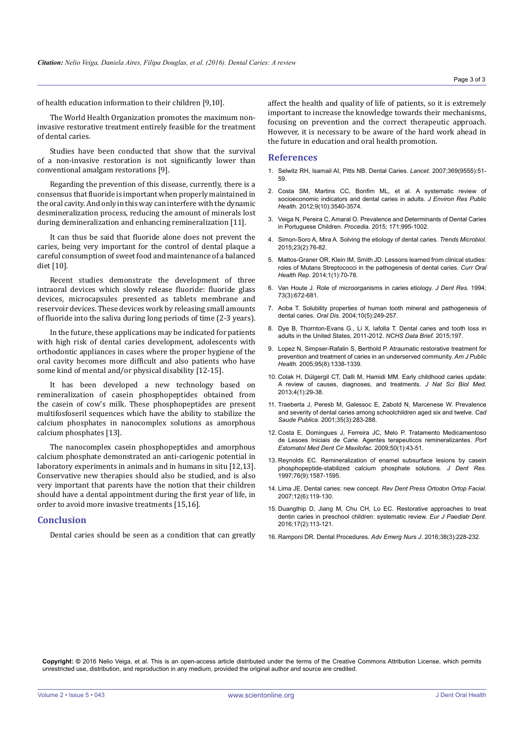of health education information to their children [9,10].

The World Health Organization promotes the maximum non-invasive restorative treatment entirely feasible for the treatment of dental caries.

Studies have been conducted that show that the survival of a non-invasive restoration is not significantly lower than conventional amalgam restorations [9].

Regarding the prevention of this disease, currently, there is a consensus that fluoride is important when properly maintained in the oral cavity. And only in this way can interfere with the dynamic desmineralization process, reducing the amount of minerals lost during demineralization and enhancing remineralization [11].

It can thus be said that fluoride alone does not prevent the caries, being very important for the control of dental plaque a careful consumption of sweet food and maintenance of a balanced diet [10].

Recent studies demonstrate the development of three intraoral devices which slowly release fluoride: fluoride glass devices, microcapsules presented as tablets membrane and reservoir devices. These devices work by releasing small amounts of fluoride into the saliva during long periods of time (2-3 years).

In the future, these applications may be indicated for patients with high risk of dental caries development, adolescents with orthodontic appliances in cases where the proper hygiene of the oral cavity becomes more difficult and also patients who have some kind of mental and/or physical disability [12-15].

It has been developed a new technology based on remineralization of casein phosphopeptides obtained from the casein of cow's milk. These phosphopeptides are present multifosfoseril sequences which have the ability to stabilize the calcium phosphates in nanocomplex solutions as amorphous calcium phosphates [13].

The nanocomplex casein phosphopeptides and amorphous calcium phosphate demonstrated an anti-cariogenic potential in laboratory experiments in animals and in humans in situ [12,13]. Conservative new therapies should also be studied, and is also very important that parents have the notion that their children should have a dental appointment during the first year of life, in order to avoid more invasive treatments [15,16].

## Conclusion

Dental caries should be seen as a condition that can greatly affect the health and quality of life of patients, so it is extremely important to increase the knowledge towards their mechanisms, focusing on prevention and the correct therapeutic approach. However, it is necessary to be aware of the hard work ahead in the future in education and oral health promotion.

## References

1. Selwitz RH, Isamail AI, Pitts NB. Dental Caries. *Lancet.* 2007;369(9555):51-59.
2. Costa SM, Martins CC, Bonfim ML, et al. A systematic review of socioeconomic indicators and dental caries in adults. *J Environ Res Public Health.* 2012;9(10):3540-3574.
3. Veiga N, Pereira C, Amaral O. Prevalence and Determinants of Dental Caries in Portuguese Children. *Procedia.* 2015; 171:995-1002.
4. Simon-Soro A, Mira A. Solving the etiology of dental caries. *Trends Microbiol.* 2015;23(2):76-82.
5. Mattos-Graner OR, Klein IM, Smith JD. Lessons learned from clinical studies: roles of Mutans Streptococci in the pathogenesis of dental caries. *Curr Oral Health Rep.* 2014;1(1):70-78.
6. Van Houte J. Role of microorganisms in caries etiology. *J Dent Res.* 1994; 73(3):672-681.
7. Aoba T. Solubility properties of human tooth mineral and pathogenesis of dental caries. *Oral Dis.* 2004;10(5):249-257.
8. Dye B, Thornton-Evans G., Li X, Iafolla T. Dental caries and tooth loss in adults in the United States, 2011-2012. *NCHS Data Brief.* 2015;197.
9. Lopez N, Simpser-Rafalin S, Berthold P. Atraumatic restorative treatment for prevention and treatment of caries in an underserved community. *Am J Public Health.* 2005;95(8):1338-1339.
10. Colak H, Dülgergil CT, Dalli M, Hamidi MM. Early childhood caries update: A review of causes, diagnoses, and treatments. *J Nat Sci Biol Med.* 2013;4(1):29-38.
11. Traeberta J, Peresb M, Galessoc E, Zabotd N, Marcenese W. Prevalence and severity of dental caries among schoolchildren aged six and twelve. *Cad Saude Publica.* 2001;35(3):283-288.
12. Costa E, Domingues J, Ferreira JC, Melo P. Tratamento Medicamentoso de Lesoes Iniciais de Carie. Agentes terapeuticos remineralizantes. *Port Estomatol Med Dent Cir Maxilofac.* 2009;50(1):43-51.
13. Reynolds EC. Remineralization of enamel subsurface lesions by casein phosphopeptide-stabilized calcium phosphate solutions. *J Dent Res.* 1997;76(9):1587-1595.
14. Lima JE. Dental caries: new concept. *Rev Dent Press Ortodon Ortop Facial.* 2007;12(6):119-130.
15. Duangthip D, Jiang M, Chu CH, Lo EC. Restorative approaches to treat dentin caries in preschool children: systematic review. *Eur J Paediatr Dent.* 2016;17(2):113-121.
16. Ramponi DR. Dental Procedures. *Adv Emerg Nurs J.* 2016;38(3):228-232.

**Copyright:** © 2016 Nelio Veiga, et al. This is an open-access article distributed under the terms of the Creative Commons Attribution License, which permits unrestricted use, distribution, and reproduction in any medium, provided the original author and source are credited.